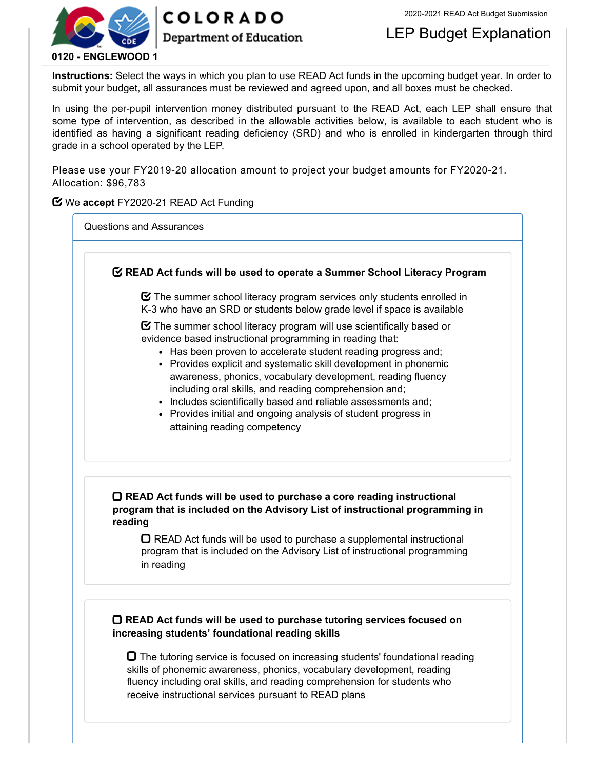**COLORADO**
Department of Education

2020-2021 READ Act Budget Submission

# LEP Budget Explanation

**0120 - ENGLEWOOD 1**

**Instructions:** Select the ways in which you plan to use READ Act funds in the upcoming budget year. In order to submit your budget, all assurances must be reviewed and agreed upon, and all boxes must be checked.

In using the per-pupil intervention money distributed pursuant to the READ Act, each LEP shall ensure that some type of intervention, as described in the allowable activities below, is available to each student who is identified as having a significant reading deficiency (SRD) and who is enrolled in kindergarten through third grade in a school operated by the LEP.

Please use your FY2019-20 allocation amount to project your budget amounts for FY2020-21.
Allocation: $96,783

☑ We **accept** FY2020-21 READ Act Funding

## Questions and Assurances

☑ **READ Act funds will be used to operate a Summer School Literacy Program**

- ☑ The summer school literacy program services only students enrolled in K-3 who have an SRD or students below grade level if space is available
- ☑ The summer school literacy program will use scientifically based or evidence based instructional programming in reading that:
  - Has been proven to accelerate student reading progress and;
  - Provides explicit and systematic skill development in phonemic awareness, phonics, vocabulary development, reading fluency including oral skills, and reading comprehension and;
  - Includes scientifically based and reliable assessments and;
  - Provides initial and ongoing analysis of student progress in attaining reading competency

☐ **READ Act funds will be used to purchase a core reading instructional program that is included on the Advisory List of instructional programming in reading**

- ☐ READ Act funds will be used to purchase a supplemental instructional program that is included on the Advisory List of instructional programming in reading

☐ **READ Act funds will be used to purchase tutoring services focused on increasing students' foundational reading skills**

- ☐ The tutoring service is focused on increasing students' foundational reading skills of phonemic awareness, phonics, vocabulary development, reading fluency including oral skills, and reading comprehension for students who receive instructional services pursuant to READ plans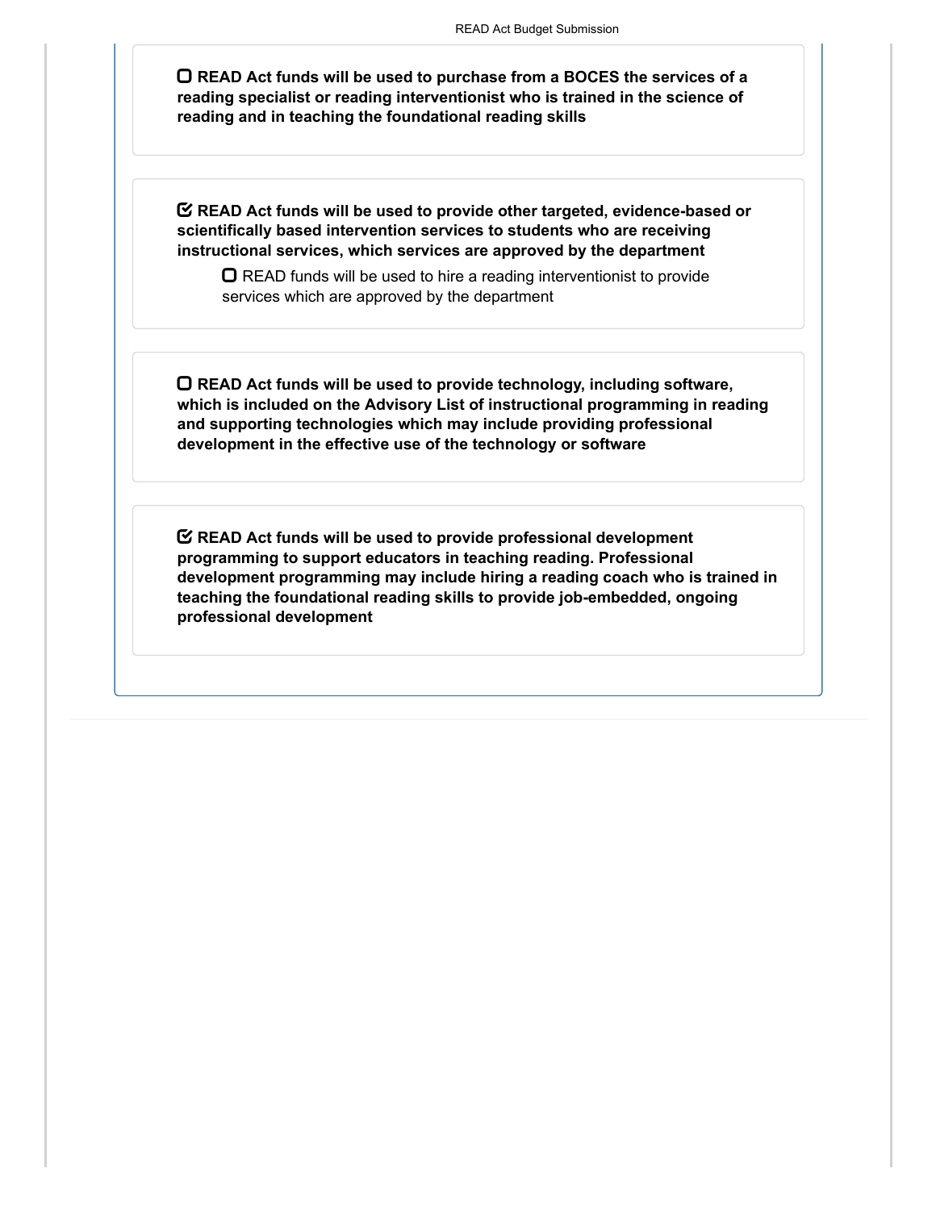- [ ] **READ Act funds will be used to purchase from a BOCES the services of a reading specialist or reading interventionist who is trained in the science of reading and in teaching the foundational reading skills**

- [x] **READ Act funds will be used to provide other targeted, evidence-based or scientifically based intervention services to students who are receiving instructional services, which services are approved by the department**
    - [ ] READ funds will be used to hire a reading interventionist to provide services which are approved by the department

- [ ] **READ Act funds will be used to provide technology, including software, which is included on the Advisory List of instructional programming in reading and supporting technologies which may include providing professional development in the effective use of the technology or software**

- [x] **READ Act funds will be used to provide professional development programming to support educators in teaching reading. Professional development programming may include hiring a reading coach who is trained in teaching the foundational reading skills to provide job-embedded, ongoing professional development**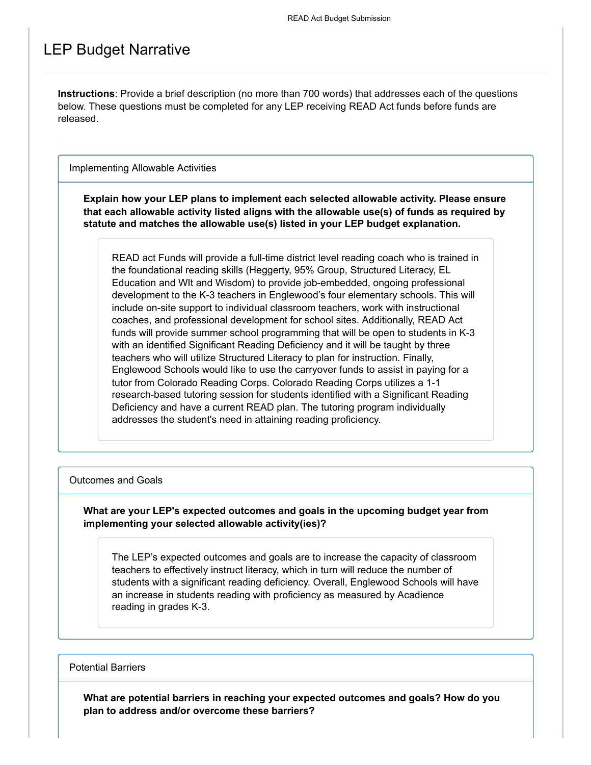# LEP Budget Narrative

**Instructions**: Provide a brief description (no more than 700 words) that addresses each of the questions below. These questions must be completed for any LEP receiving READ Act funds before funds are released.

## Implementing Allowable Activities

**Explain how your LEP plans to implement each selected allowable activity. Please ensure that each allowable activity listed aligns with the allowable use(s) of funds as required by statute and matches the allowable use(s) listed in your LEP budget explanation.**

READ act Funds will provide a full-time district level reading coach who is trained in the foundational reading skills (Heggerty, 95% Group, Structured Literacy, EL Education and WIt and Wisdom) to provide job-embedded, ongoing professional development to the K-3 teachers in Englewood's four elementary schools. This will include on-site support to individual classroom teachers, work with instructional coaches, and professional development for school sites. Additionally, READ Act funds will provide summer school programming that will be open to students in K-3 with an identified Significant Reading Deficiency and it will be taught by three teachers who will utilize Structured Literacy to plan for instruction. Finally, Englewood Schools would like to use the carryover funds to assist in paying for a tutor from Colorado Reading Corps. Colorado Reading Corps utilizes a 1-1 research-based tutoring session for students identified with a Significant Reading Deficiency and have a current READ plan. The tutoring program individually addresses the student's need in attaining reading proficiency.

## Outcomes and Goals

**What are your LEP's expected outcomes and goals in the upcoming budget year from implementing your selected allowable activity(ies)?**

The LEP's expected outcomes and goals are to increase the capacity of classroom teachers to effectively instruct literacy, which in turn will reduce the number of students with a significant reading deficiency. Overall, Englewood Schools will have an increase in students reading with proficiency as measured by Acadience reading in grades K-3.

## Potential Barriers

**What are potential barriers in reaching your expected outcomes and goals? How do you plan to address and/or overcome these barriers?**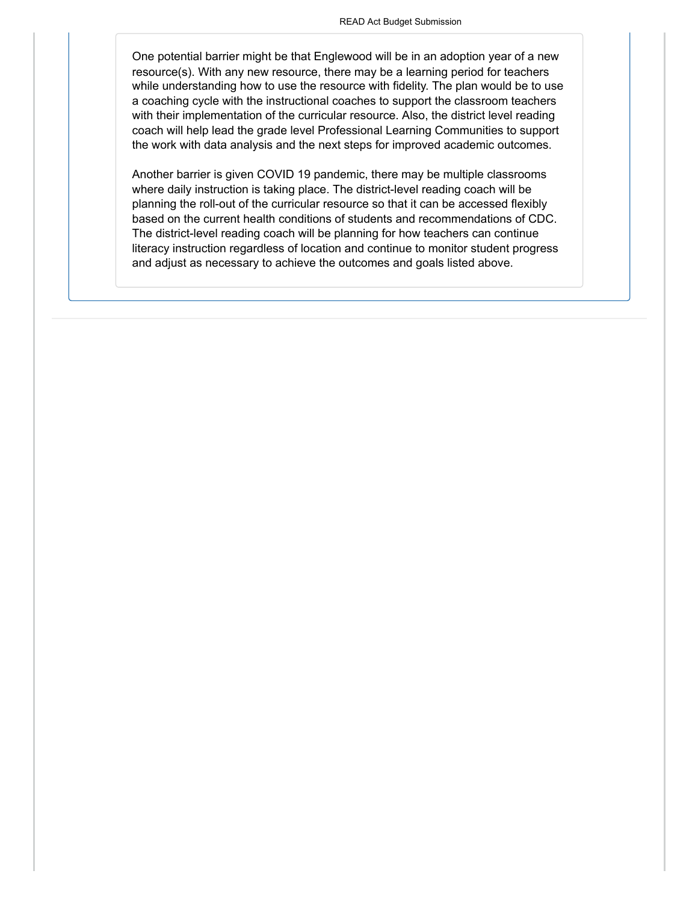One potential barrier might be that Englewood will be in an adoption year of a new resource(s). With any new resource, there may be a learning period for teachers while understanding how to use the resource with fidelity. The plan would be to use a coaching cycle with the instructional coaches to support the classroom teachers with their implementation of the curricular resource. Also, the district level reading coach will help lead the grade level Professional Learning Communities to support the work with data analysis and the next steps for improved academic outcomes.

Another barrier is given COVID 19 pandemic, there may be multiple classrooms where daily instruction is taking place. The district-level reading coach will be planning the roll-out of the curricular resource so that it can be accessed flexibly based on the current health conditions of students and recommendations of CDC. The district-level reading coach will be planning for how teachers can continue literacy instruction regardless of location and continue to monitor student progress and adjust as necessary to achieve the outcomes and goals listed above.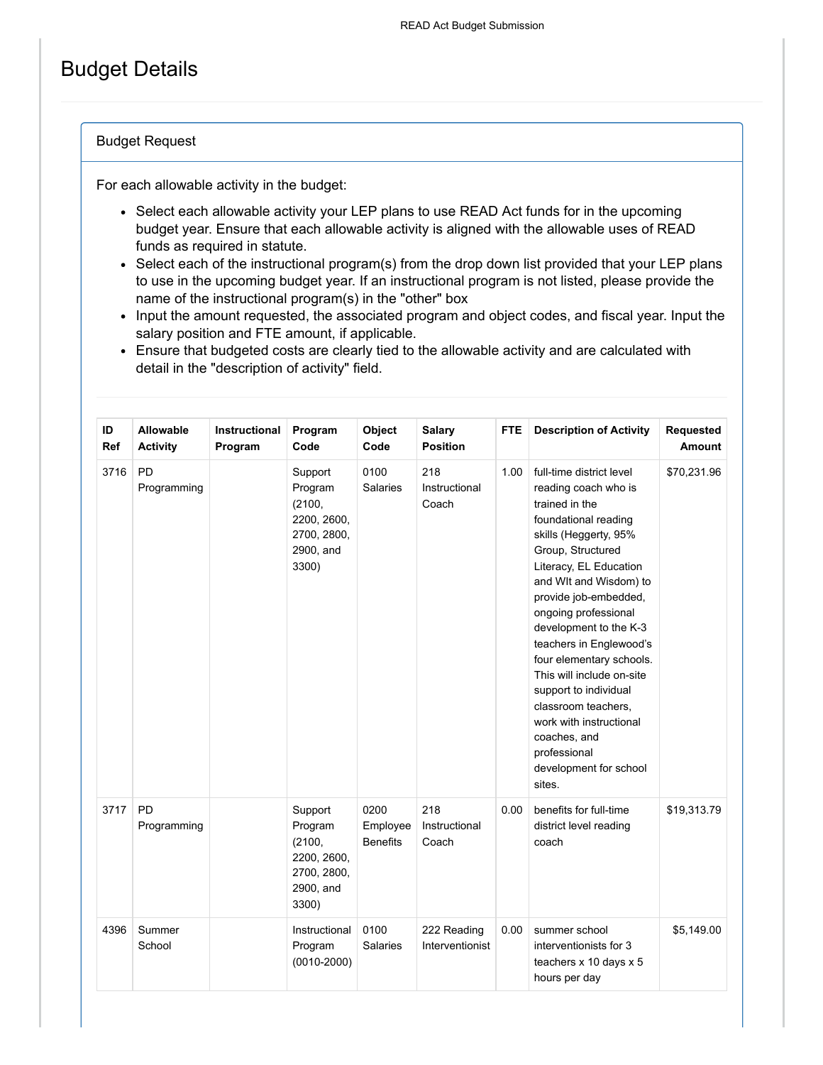# Budget Details

## Budget Request

For each allowable activity in the budget:

- Select each allowable activity your LEP plans to use READ Act funds for in the upcoming budget year. Ensure that each allowable activity is aligned with the allowable uses of READ funds as required in statute.
- Select each of the instructional program(s) from the drop down list provided that your LEP plans to use in the upcoming budget year. If an instructional program is not listed, please provide the name of the instructional program(s) in the "other" box
- Input the amount requested, the associated program and object codes, and fiscal year. Input the salary position and FTE amount, if applicable.
- Ensure that budgeted costs are clearly tied to the allowable activity and are calculated with detail in the "description of activity" field.

| ID Ref | Allowable Activity | Instructional Program | Program Code | Object Code | Salary Position | FTE | Description of Activity | Requested Amount |
|---|---|---|---|---|---|---|---|---|
| 3716 | PD Programming | | Support Program (2100, 2200, 2600, 2700, 2800, 2900, and 3300) | 0100 Salaries | 218 Instructional Coach | 1.00 | full-time district level reading coach who is trained in the foundational reading skills (Heggerty, 95% Group, Structured Literacy, EL Education and WIt and Wisdom) to provide job-embedded, ongoing professional development to the K-3 teachers in Englewood's four elementary schools. This will include on-site support to individual classroom teachers, work with instructional coaches, and professional development for school sites. | $70,231.96 |
| 3717 | PD Programming | | Support Program (2100, 2200, 2600, 2700, 2800, 2900, and 3300) | 0200 Employee Benefits | 218 Instructional Coach | 0.00 | benefits for full-time district level reading coach | $19,313.79 |
| 4396 | Summer School | | Instructional Program (0010-2000) | 0100 Salaries | 222 Reading Interventionist | 0.00 | summer school interventionists for 3 teachers x 10 days x 5 hours per day | $5,149.00 |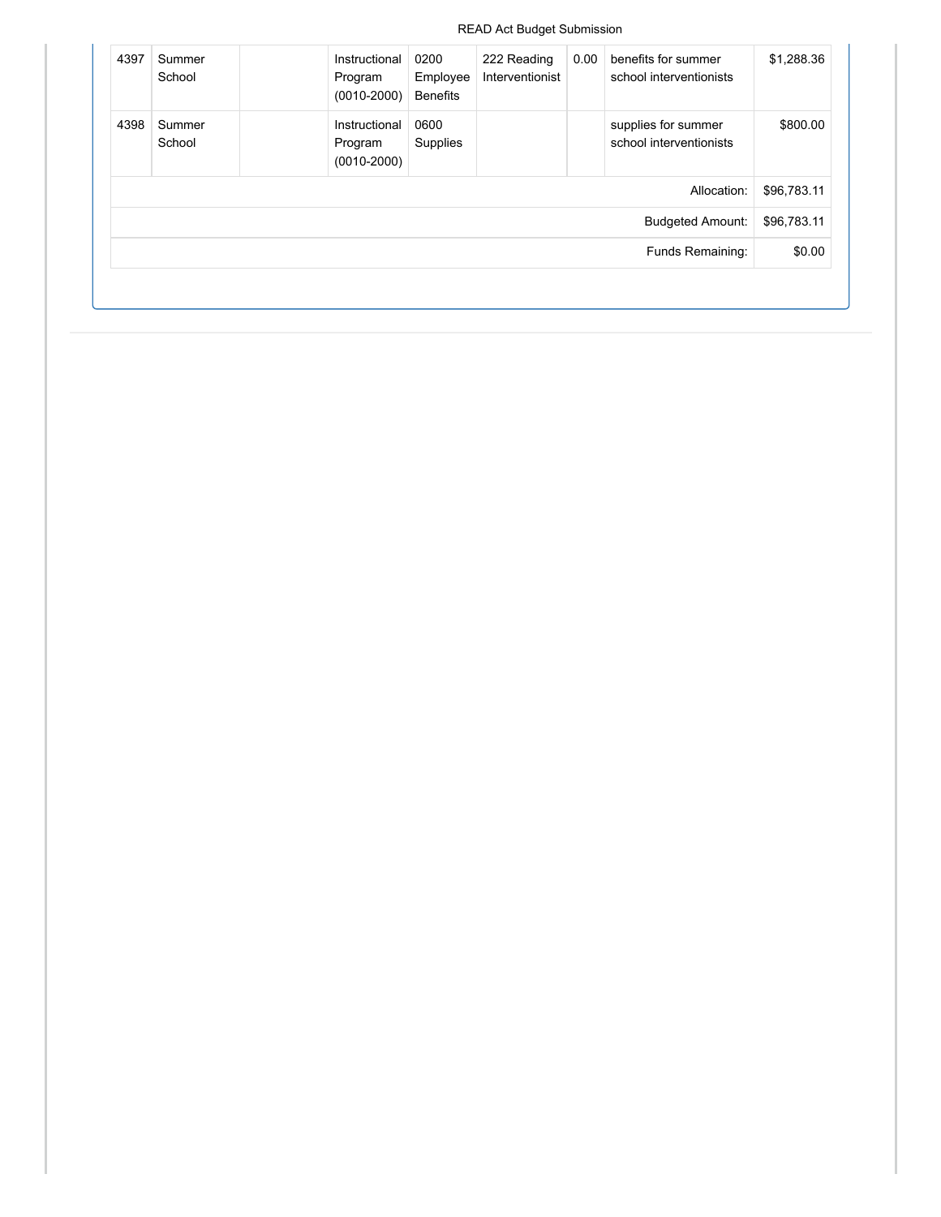| | | | | | | | | |
|---|---|---|---|---|---|---|---|---|
| 4397 | Summer School | | Instructional Program (0010-2000) | 0200 Employee Benefits | 222 Reading Interventionist | 0.00 | benefits for summer school interventionists | $1,288.36 |
| 4398 | Summer School | | Instructional Program (0010-2000) | 0600 Supplies | | | supplies for summer school interventionists | $800.00 |
| | | | | | | | Allocation: | $96,783.11 |
| | | | | | | | Budgeted Amount: | $96,783.11 |
| | | | | | | | Funds Remaining: | $0.00 |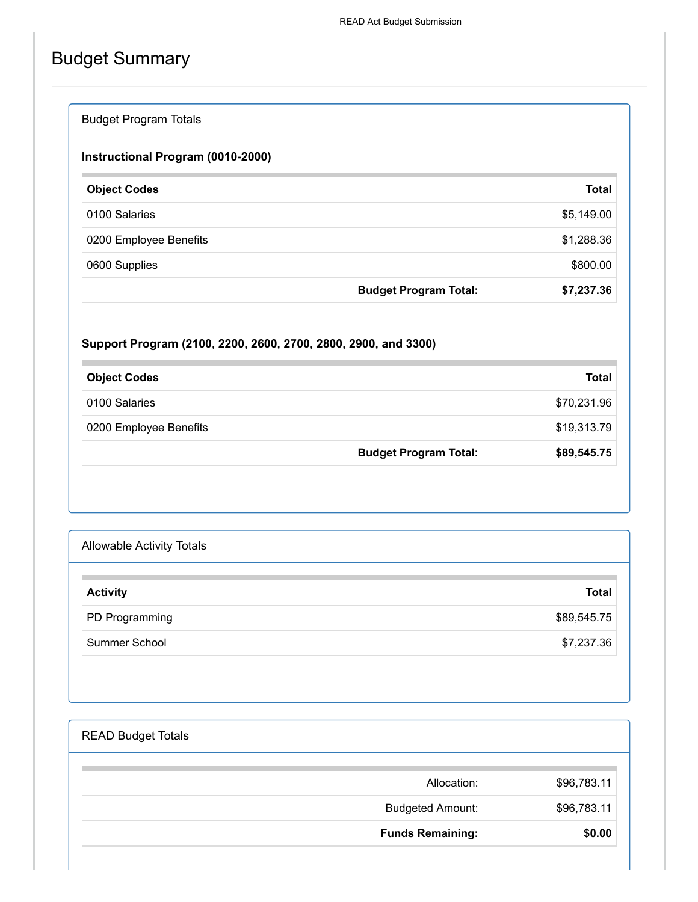# Budget Summary

## Budget Program Totals

### Instructional Program (0010-2000)

| Object Codes | Total |
|---|---:|
| 0100 Salaries | $5,149.00 |
| 0200 Employee Benefits | $1,288.36 |
| 0600 Supplies | $800.00 |
| **Budget Program Total:** | **$7,237.36** |

### Support Program (2100, 2200, 2600, 2700, 2800, 2900, and 3300)

| Object Codes | Total |
|---|---:|
| 0100 Salaries | $70,231.96 |
| 0200 Employee Benefits | $19,313.79 |
| **Budget Program Total:** | **$89,545.75** |

## Allowable Activity Totals

| Activity | Total |
|---|---:|
| PD Programming | $89,545.75 |
| Summer School | $7,237.36 |

## READ Budget Totals

| | |
|---:|---:|
| Allocation: | $96,783.11 |
| Budgeted Amount: | $96,783.11 |
| **Funds Remaining:** | **$0.00** |